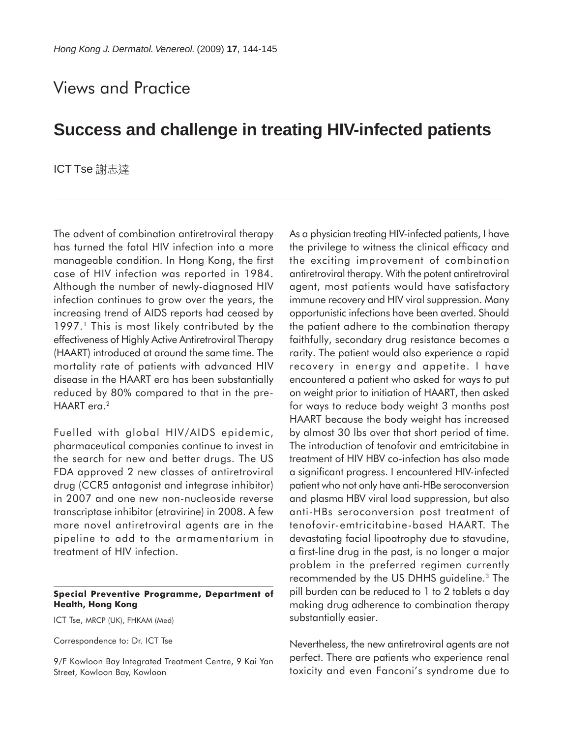Views and Practice

# Success and challenge in treating HIV-infected patients

ICT Tse 謝志達

The advent of combination antiretroviral therapy has turned the fatal HIV infection into a more manageable condition. In Hong Kong, the first case of HIV infection was reported in 1984. Although the number of newly-diagnosed HIV infection continues to grow over the years, the increasing trend of AIDS reports had ceased by 1997.[1] This is most likely contributed by the effectiveness of Highly Active Antiretroviral Therapy (HAART) introduced at around the same time. The mortality rate of patients with advanced HIV disease in the HAART era has been substantially reduced by 80% compared to that in the pre-HAART era.[2]

Fuelled with global HIV/AIDS epidemic, pharmaceutical companies continue to invest in the search for new and better drugs. The US FDA approved 2 new classes of antiretroviral drug (CCR5 antagonist and integrase inhibitor) in 2007 and one new non-nucleoside reverse transcriptase inhibitor (etravirine) in 2008. A few more novel antiretroviral agents are in the pipeline to add to the armamentarium in treatment of HIV infection.

**Special Preventive Programme, Department of Health, Hong Kong**

ICT Tse, MRCP (UK), FHKAM (Med)

Correspondence to: Dr. ICT Tse

9/F Kowloon Bay Integrated Treatment Centre, 9 Kai Yan Street, Kowloon Bay, Kowloon

As a physician treating HIV-infected patients, I have the privilege to witness the clinical efficacy and the exciting improvement of combination antiretroviral therapy. With the potent antiretroviral agent, most patients would have satisfactory immune recovery and HIV viral suppression. Many opportunistic infections have been averted. Should the patient adhere to the combination therapy faithfully, secondary drug resistance becomes a rarity. The patient would also experience a rapid recovery in energy and appetite. I have encountered a patient who asked for ways to put on weight prior to initiation of HAART, then asked for ways to reduce body weight 3 months post HAART because the body weight has increased by almost 30 lbs over that short period of time. The introduction of tenofovir and emtricitabine in treatment of HIV HBV co-infection has also made a significant progress. I encountered HIV-infected patient who not only have anti-HBe seroconversion and plasma HBV viral load suppression, but also anti-HBs seroconversion post treatment of tenofovir-emtricitabine-based HAART. The devastating facial lipoatrophy due to stavudine, a first-line drug in the past, is no longer a major problem in the preferred regimen currently recommended by the US DHHS guideline.[3] The pill burden can be reduced to 1 to 2 tablets a day making drug adherence to combination therapy substantially easier.

Nevertheless, the new antiretroviral agents are not perfect. There are patients who experience renal toxicity and even Fanconi's syndrome due to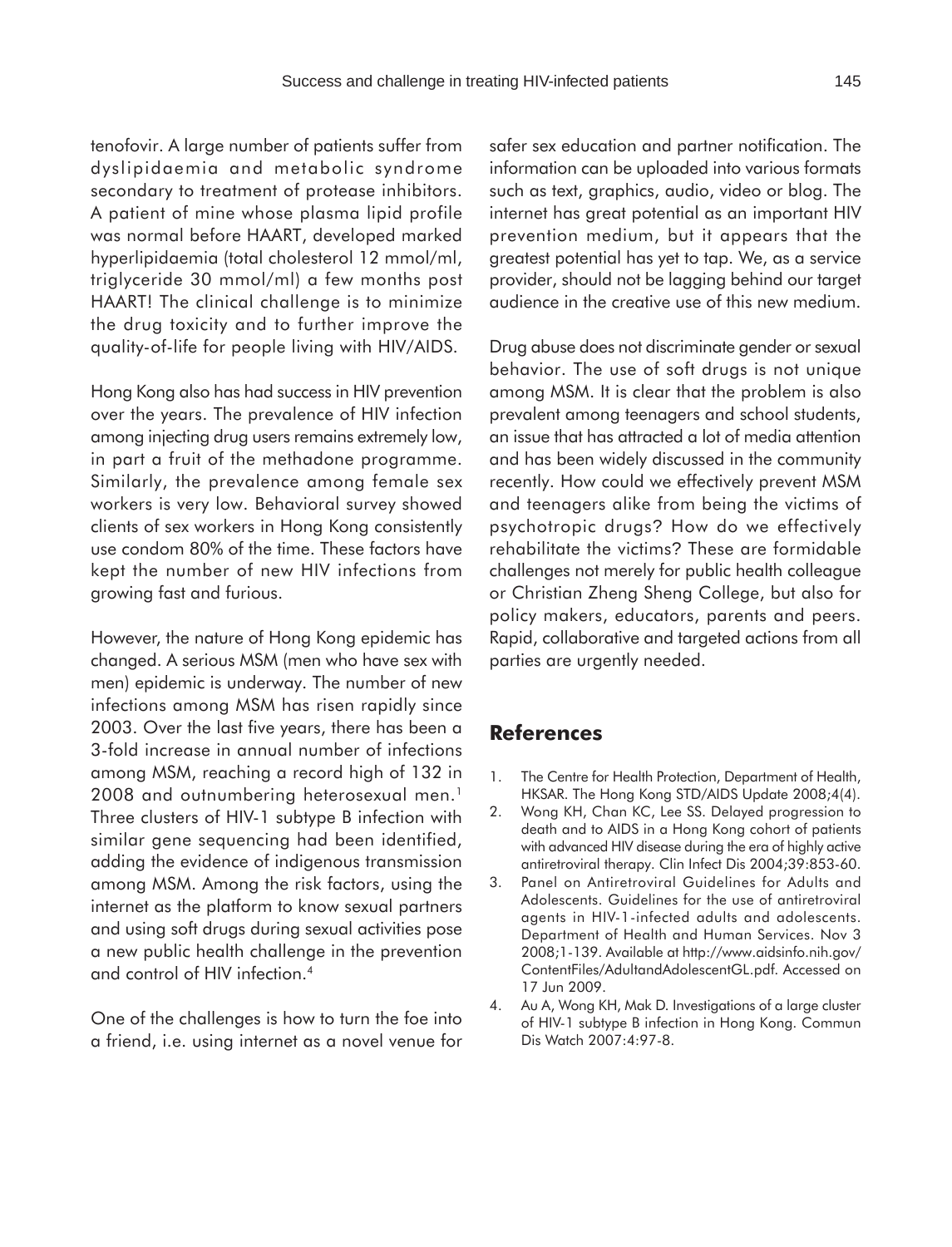tenofovir. A large number of patients suffer from dyslipidaemia and metabolic syndrome secondary to treatment of protease inhibitors. A patient of mine whose plasma lipid profile was normal before HAART, developed marked hyperlipidaemia (total cholesterol 12 mmol/ml, triglyceride 30 mmol/ml) a few months post HAART! The clinical challenge is to minimize the drug toxicity and to further improve the quality-of-life for people living with HIV/AIDS.

Hong Kong also has had success in HIV prevention over the years. The prevalence of HIV infection among injecting drug users remains extremely low, in part a fruit of the methadone programme. Similarly, the prevalence among female sex workers is very low. Behavioral survey showed clients of sex workers in Hong Kong consistently use condom 80% of the time. These factors have kept the number of new HIV infections from growing fast and furious.

However, the nature of Hong Kong epidemic has changed. A serious MSM (men who have sex with men) epidemic is underway. The number of new infections among MSM has risen rapidly since 2003. Over the last five years, there has been a 3-fold increase in annual number of infections among MSM, reaching a record high of 132 in 2008 and outnumbering heterosexual men.[1] Three clusters of HIV-1 subtype B infection with similar gene sequencing had been identified, adding the evidence of indigenous transmission among MSM. Among the risk factors, using the internet as the platform to know sexual partners and using soft drugs during sexual activities pose a new public health challenge in the prevention and control of HIV infection.[4]

One of the challenges is how to turn the foe into a friend, i.e. using internet as a novel venue for safer sex education and partner notification. The information can be uploaded into various formats such as text, graphics, audio, video or blog. The internet has great potential as an important HIV prevention medium, but it appears that the greatest potential has yet to tap. We, as a service provider, should not be lagging behind our target audience in the creative use of this new medium.

Drug abuse does not discriminate gender or sexual behavior. The use of soft drugs is not unique among MSM. It is clear that the problem is also prevalent among teenagers and school students, an issue that has attracted a lot of media attention and has been widely discussed in the community recently. How could we effectively prevent MSM and teenagers alike from being the victims of psychotropic drugs? How do we effectively rehabilitate the victims? These are formidable challenges not merely for public health colleague or Christian Zheng Sheng College, but also for policy makers, educators, parents and peers. Rapid, collaborative and targeted actions from all parties are urgently needed.

## References

1. The Centre for Health Protection, Department of Health, HKSAR. The Hong Kong STD/AIDS Update 2008;4(4).
2. Wong KH, Chan KC, Lee SS. Delayed progression to death and to AIDS in a Hong Kong cohort of patients with advanced HIV disease during the era of highly active antiretroviral therapy. Clin Infect Dis 2004;39:853-60.
3. Panel on Antiretroviral Guidelines for Adults and Adolescents. Guidelines for the use of antiretroviral agents in HIV-1-infected adults and adolescents. Department of Health and Human Services. Nov 3 2008;1-139. Available at http://www.aidsinfo.nih.gov/ContentFiles/AdultandAdolescentGL.pdf. Accessed on 17 Jun 2009.
4. Au A, Wong KH, Mak D. Investigations of a large cluster of HIV-1 subtype B infection in Hong Kong. Commun Dis Watch 2007:4:97-8.